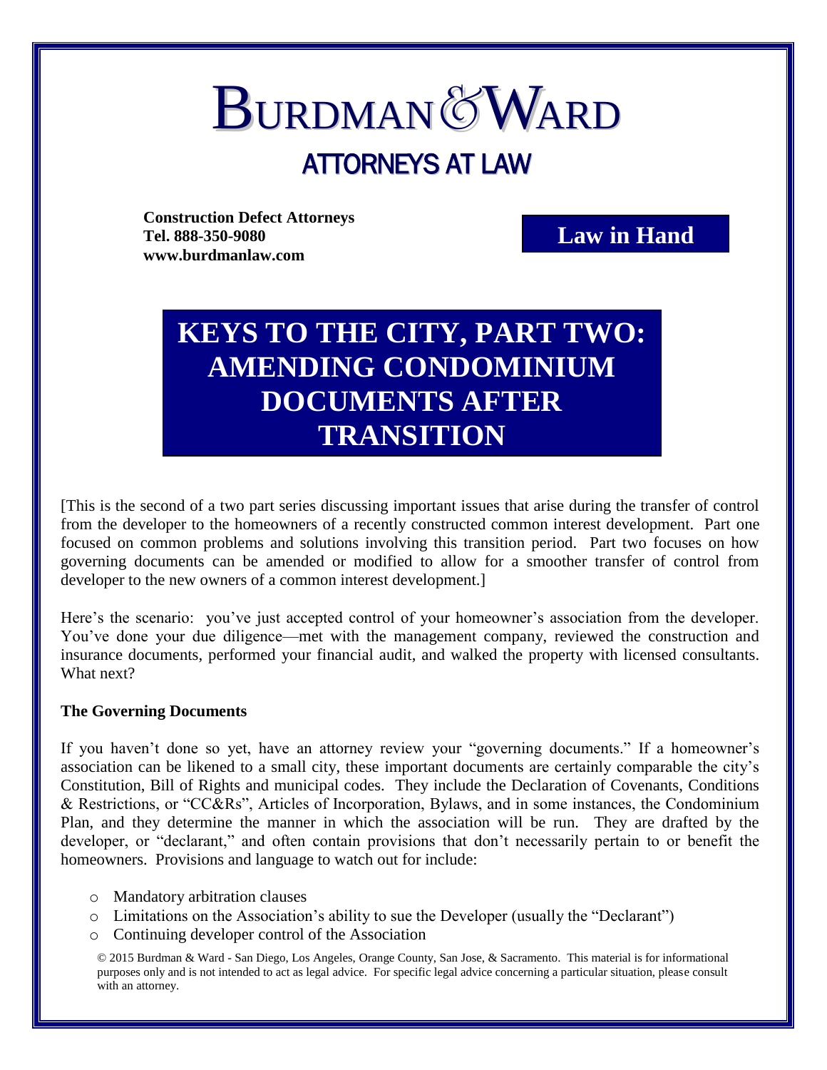# BURDMAN & WARD

## ATTORNEYS AT LAW

**Construction Defect Attorneys**
**Tel. 888-350-9080**
**www.burdmanlaw.com**

**Law in Hand**

# KEYS TO THE CITY, PART TWO: AMENDING CONDOMINIUM DOCUMENTS AFTER TRANSITION

[This is the second of a two part series discussing important issues that arise during the transfer of control from the developer to the homeowners of a recently constructed common interest development. Part one focused on common problems and solutions involving this transition period. Part two focuses on how governing documents can be amended or modified to allow for a smoother transfer of control from developer to the new owners of a common interest development.]

Here's the scenario: you've just accepted control of your homeowner's association from the developer. You've done your due diligence—met with the management company, reviewed the construction and insurance documents, performed your financial audit, and walked the property with licensed consultants. What next?

**The Governing Documents**

If you haven't done so yet, have an attorney review your "governing documents." If a homeowner's association can be likened to a small city, these important documents are certainly comparable the city's Constitution, Bill of Rights and municipal codes. They include the Declaration of Covenants, Conditions & Restrictions, or "CC&Rs", Articles of Incorporation, Bylaws, and in some instances, the Condominium Plan, and they determine the manner in which the association will be run. They are drafted by the developer, or "declarant," and often contain provisions that don't necessarily pertain to or benefit the homeowners. Provisions and language to watch out for include:

- Mandatory arbitration clauses
- Limitations on the Association's ability to sue the Developer (usually the "Declarant")
- Continuing developer control of the Association

© 2015 Burdman & Ward - San Diego, Los Angeles, Orange County, San Jose, & Sacramento. This material is for informational purposes only and is not intended to act as legal advice. For specific legal advice concerning a particular situation, please consult with an attorney.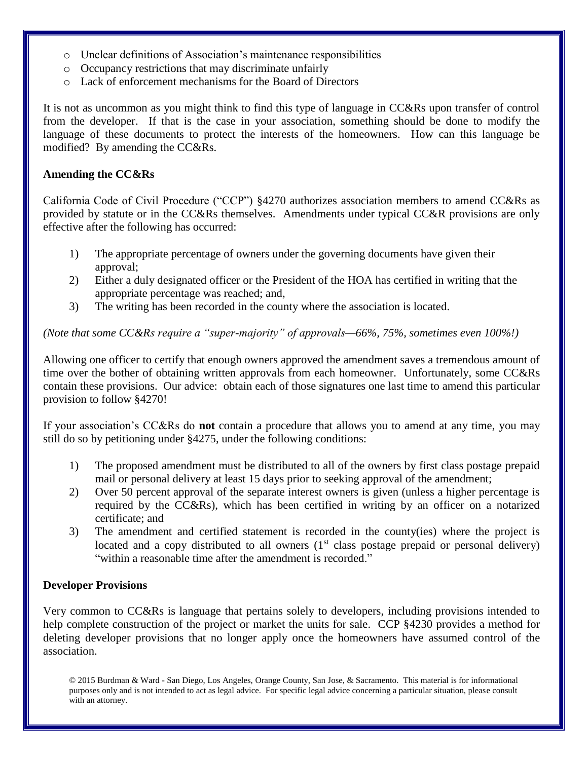- Unclear definitions of Association's maintenance responsibilities
- Occupancy restrictions that may discriminate unfairly
- Lack of enforcement mechanisms for the Board of Directors

It is not as uncommon as you might think to find this type of language in CC&Rs upon transfer of control from the developer. If that is the case in your association, something should be done to modify the language of these documents to protect the interests of the homeowners. How can this language be modified? By amending the CC&Rs.

**Amending the CC&Rs**

California Code of Civil Procedure ("CCP") §4270 authorizes association members to amend CC&Rs as provided by statute or in the CC&Rs themselves. Amendments under typical CC&R provisions are only effective after the following has occurred:

1) The appropriate percentage of owners under the governing documents have given their approval;
2) Either a duly designated officer or the President of the HOA has certified in writing that the appropriate percentage was reached; and,
3) The writing has been recorded in the county where the association is located.

*(Note that some CC&Rs require a "super-majority" of approvals—66%, 75%, sometimes even 100%!)*

Allowing one officer to certify that enough owners approved the amendment saves a tremendous amount of time over the bother of obtaining written approvals from each homeowner. Unfortunately, some CC&Rs contain these provisions. Our advice: obtain each of those signatures one last time to amend this particular provision to follow §4270!

If your association's CC&Rs do **not** contain a procedure that allows you to amend at any time, you may still do so by petitioning under §4275, under the following conditions:

1) The proposed amendment must be distributed to all of the owners by first class postage prepaid mail or personal delivery at least 15 days prior to seeking approval of the amendment;
2) Over 50 percent approval of the separate interest owners is given (unless a higher percentage is required by the CC&Rs), which has been certified in writing by an officer on a notarized certificate; and
3) The amendment and certified statement is recorded in the county(ies) where the project is located and a copy distributed to all owners (1st class postage prepaid or personal delivery) "within a reasonable time after the amendment is recorded."

**Developer Provisions**

Very common to CC&Rs is language that pertains solely to developers, including provisions intended to help complete construction of the project or market the units for sale. CCP §4230 provides a method for deleting developer provisions that no longer apply once the homeowners have assumed control of the association.

© 2015 Burdman & Ward - San Diego, Los Angeles, Orange County, San Jose, & Sacramento. This material is for informational purposes only and is not intended to act as legal advice. For specific legal advice concerning a particular situation, please consult with an attorney.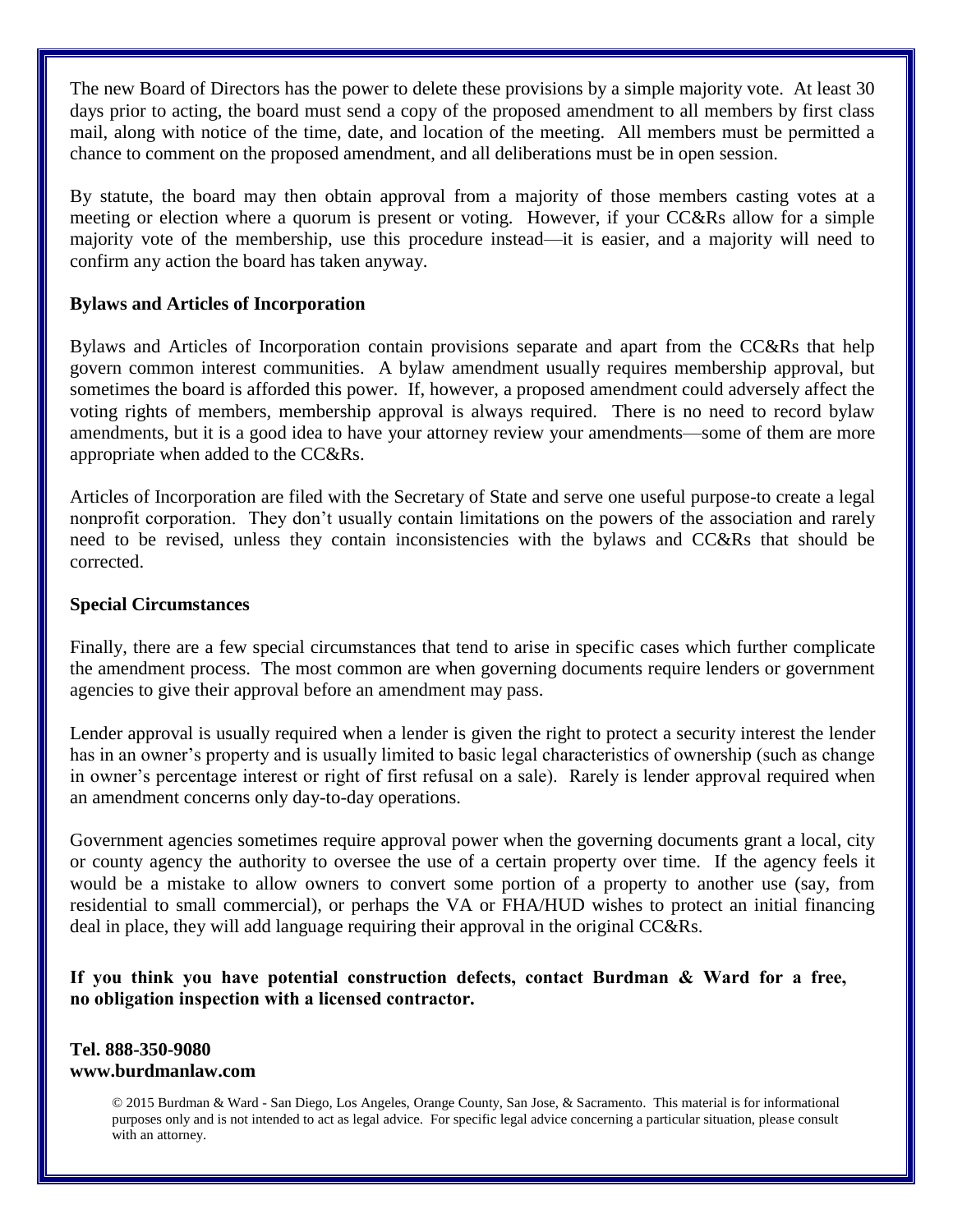The new Board of Directors has the power to delete these provisions by a simple majority vote. At least 30 days prior to acting, the board must send a copy of the proposed amendment to all members by first class mail, along with notice of the time, date, and location of the meeting. All members must be permitted a chance to comment on the proposed amendment, and all deliberations must be in open session.

By statute, the board may then obtain approval from a majority of those members casting votes at a meeting or election where a quorum is present or voting. However, if your CC&Rs allow for a simple majority vote of the membership, use this procedure instead—it is easier, and a majority will need to confirm any action the board has taken anyway.

**Bylaws and Articles of Incorporation**

Bylaws and Articles of Incorporation contain provisions separate and apart from the CC&Rs that help govern common interest communities. A bylaw amendment usually requires membership approval, but sometimes the board is afforded this power. If, however, a proposed amendment could adversely affect the voting rights of members, membership approval is always required. There is no need to record bylaw amendments, but it is a good idea to have your attorney review your amendments—some of them are more appropriate when added to the CC&Rs.

Articles of Incorporation are filed with the Secretary of State and serve one useful purpose-to create a legal nonprofit corporation. They don't usually contain limitations on the powers of the association and rarely need to be revised, unless they contain inconsistencies with the bylaws and CC&Rs that should be corrected.

**Special Circumstances**

Finally, there are a few special circumstances that tend to arise in specific cases which further complicate the amendment process. The most common are when governing documents require lenders or government agencies to give their approval before an amendment may pass.

Lender approval is usually required when a lender is given the right to protect a security interest the lender has in an owner's property and is usually limited to basic legal characteristics of ownership (such as change in owner's percentage interest or right of first refusal on a sale). Rarely is lender approval required when an amendment concerns only day-to-day operations.

Government agencies sometimes require approval power when the governing documents grant a local, city or county agency the authority to oversee the use of a certain property over time. If the agency feels it would be a mistake to allow owners to convert some portion of a property to another use (say, from residential to small commercial), or perhaps the VA or FHA/HUD wishes to protect an initial financing deal in place, they will add language requiring their approval in the original CC&Rs.

**If you think you have potential construction defects, contact Burdman & Ward for a free, no obligation inspection with a licensed contractor.**

**Tel. 888-350-9080**
**www.burdmanlaw.com**

© 2015 Burdman & Ward - San Diego, Los Angeles, Orange County, San Jose, & Sacramento. This material is for informational purposes only and is not intended to act as legal advice. For specific legal advice concerning a particular situation, please consult with an attorney.